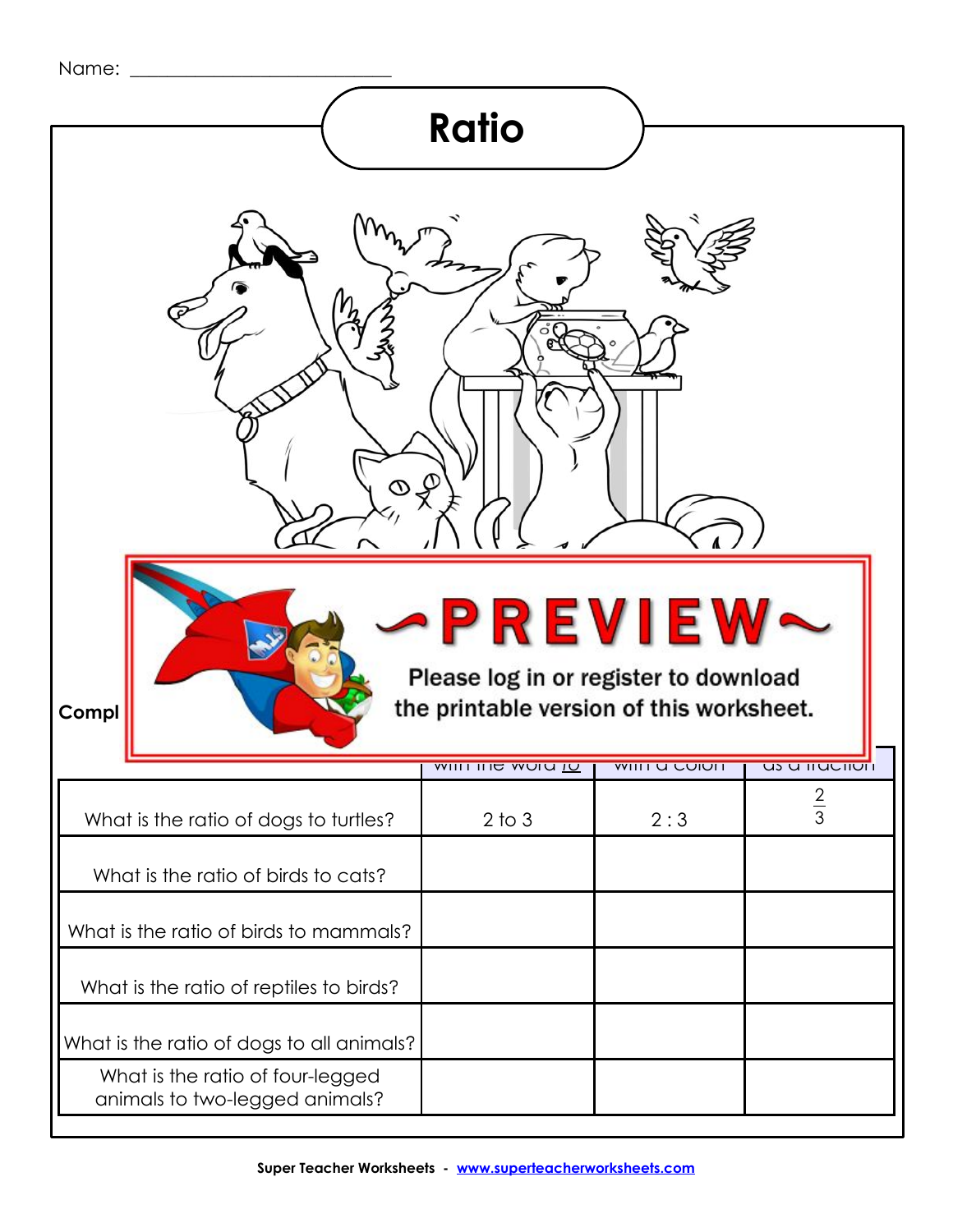Name: ___________________________

# Ratio

**Compl**

~PREVIEW~

Please log in or register to download the printable version of this worksheet.

| | with the word *to* | with a colon | as a fraction |
|---|---|---|---|
| What is the ratio of dogs to turtles? | 2 to 3 | 2 : 3 | $\frac{2}{3}$ |
| What is the ratio of birds to cats? | | | |
| What is the ratio of birds to mammals? | | | |
| What is the ratio of reptiles to birds? | | | |
| What is the ratio of dogs to all animals? | | | |
| What is the ratio of four-legged animals to two-legged animals? | | | |

Super Teacher Worksheets - www.superteacherworksheets.com